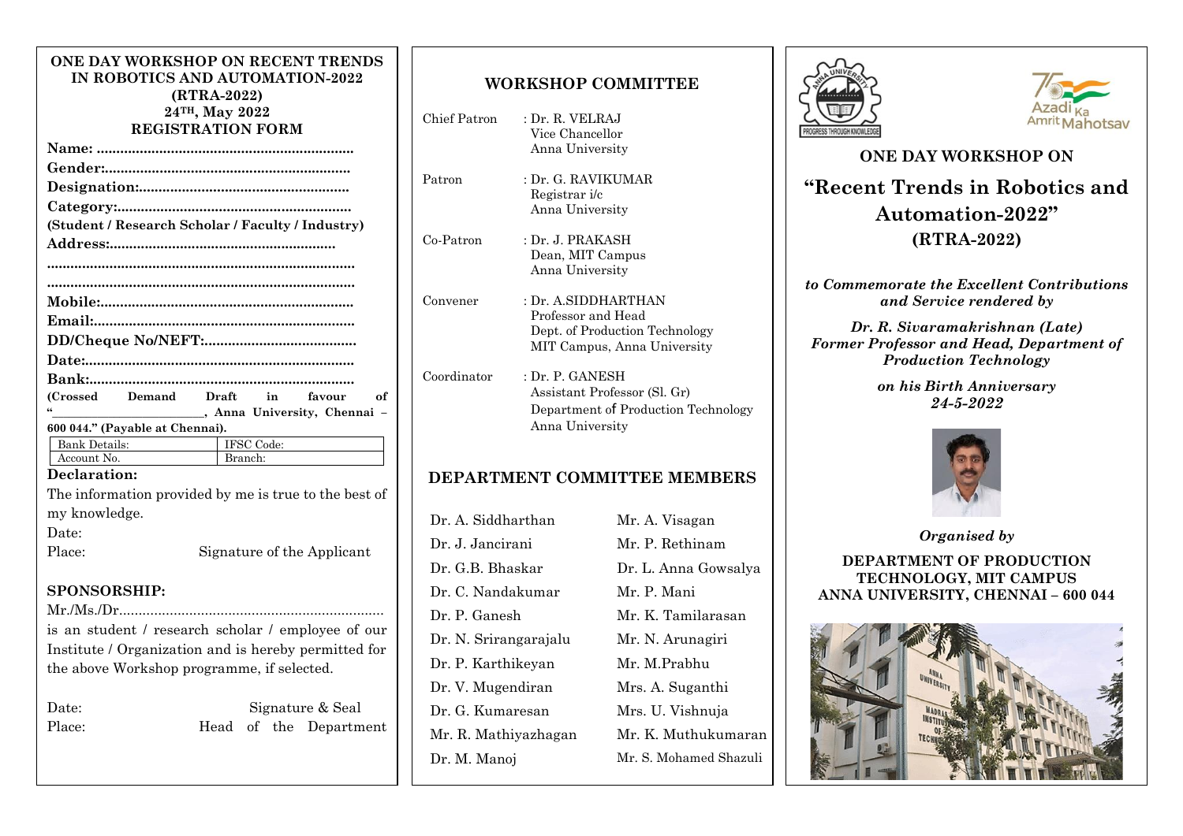# ONE DAY WORKSHOP ON RECENT TRENDS IN ROBOTICS AND AUTOMATION-2022 (RTRA-2022)

**24TH, May 2022**

## REGISTRATION FORM

**Name: .................................................................**

**Gender:..............................................................**

**Designation:.....................................................**

**Category:...........................................................**

**(Student / Research Scholar / Faculty / Industry)**

**Address:..........................................................**

**.............................................................................**

**.............................................................................**

**Mobile:................................................................**

**Email:..................................................................**

**DD/Cheque No/NEFT:.......................................**

**Date:....................................................................**

**Bank:...................................................................**

**(Crossed Demand Draft in favour of "________________________, Anna University, Chennai – 600 044." (Payable at Chennai).**

| Bank Details: | IFSC Code: |
|---|---|
| Account No. | Branch: |

**Declaration:**

The information provided by me is true to the best of my knowledge.

Date:

Place: Signature of the Applicant

**SPONSORSHIP:**

Mr./Ms./Dr...................................................................

is an student / research scholar / employee of our Institute / Organization and is hereby permitted for the above Workshop programme, if selected.

Date: Signature & Seal

Place: Head of the Department

## WORKSHOP COMMITTEE

| | |
|---|---|
| Chief Patron | : Dr. R. VELRAJ<br>Vice Chancellor<br>Anna University |
| Patron | : Dr. G. RAVIKUMAR<br>Registrar i/c<br>Anna University |
| Co-Patron | : Dr. J. PRAKASH<br>Dean, MIT Campus<br>Anna University |
| Convener | : Dr. A.SIDDHARTHAN<br>Professor and Head<br>Dept. of Production Technology<br>MIT Campus, Anna University |
| Coordinator | : Dr. P. GANESH<br>Assistant Professor (Sl. Gr)<br>Department of Production Technology<br>Anna University |

## DEPARTMENT COMMITTEE MEMBERS

| | |
|---|---|
| Dr. A. Siddharthan | Mr. A. Visagan |
| Dr. J. Jancirani | Mr. P. Rethinam |
| Dr. G.B. Bhaskar | Dr. L. Anna Gowsalya |
| Dr. C. Nandakumar | Mr. P. Mani |
| Dr. P. Ganesh | Mr. K. Tamilarasan |
| Dr. N. Srirangarajalu | Mr. N. Arunagiri |
| Dr. P. Karthikeyan | Mr. M.Prabhu |
| Dr. V. Mugendiran | Mrs. A. Suganthi |
| Dr. G. Kumaresan | Mrs. U. Vishnuja |
| Mr. R. Mathiyazhagan | Mr. K. Muthukumaran |
| Dr. M. Manoj | Mr. S. Mohamed Shazuli |

ANNA UNIVERSITY — PROGRESS THROUGH KNOWLEDGE

Azadi Ka Amrit Mahotsav

**ONE DAY WORKSHOP ON**

# "Recent Trends in Robotics and Automation-2022" (RTRA-2022)

***to Commemorate the Excellent Contributions and Service rendered by***

***Dr. R. Sivaramakrishnan (Late)***
***Former Professor and Head, Department of Production Technology***

***on his Birth Anniversary***
***24-5-2022***

***Organised by***

**DEPARTMENT OF PRODUCTION TECHNOLOGY, MIT CAMPUS**
**ANNA UNIVERSITY, CHENNAI – 600 044**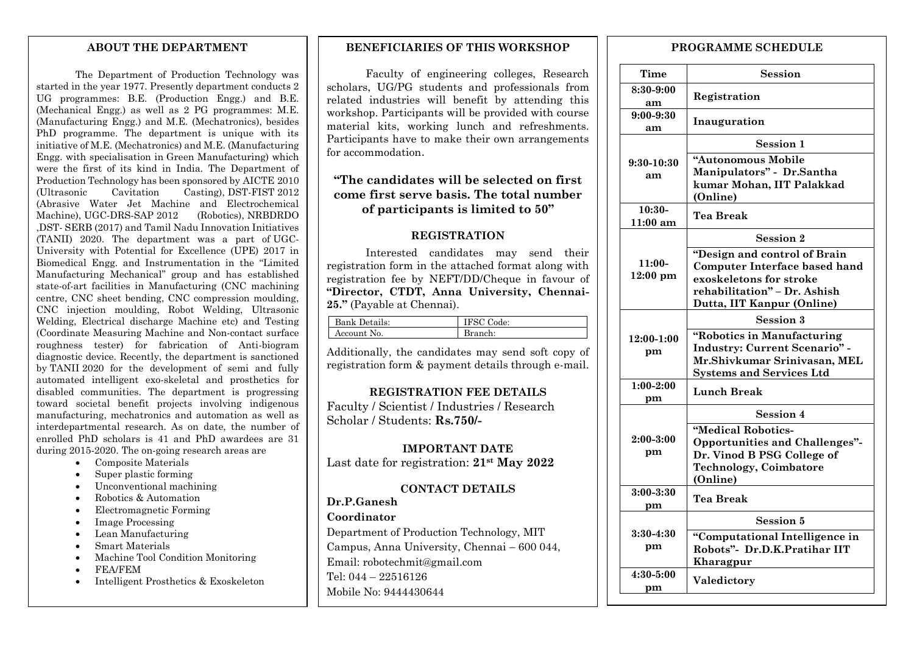## ABOUT THE DEPARTMENT

The Department of Production Technology was started in the year 1977. Presently department conducts 2 UG programmes: B.E. (Production Engg.) and B.E. (Mechanical Engg.) as well as 2 PG programmes: M.E. (Manufacturing Engg.) and M.E. (Mechatronics), besides PhD programme. The department is unique with its initiative of M.E. (Mechatronics) and M.E. (Manufacturing Engg. with specialisation in Green Manufacturing) which were the first of its kind in India. The Department of Production Technology has been sponsored by AICTE 2010 (Ultrasonic Cavitation Casting), DST-FIST 2012 (Abrasive Water Jet Machine and Electrochemical Machine), UGC-DRS-SAP 2012 (Robotics), NRBDRDO ,DST- SERB (2017) and Tamil Nadu Innovation Initiatives (TANII) 2020. The department was a part of UGC-University with Potential for Excellence (UPE) 2017 in Biomedical Engg. and Instrumentation in the "Limited Manufacturing Mechanical" group and has established state-of-art facilities in Manufacturing (CNC machining centre, CNC sheet bending, CNC compression moulding, CNC injection moulding, Robot Welding, Ultrasonic Welding, Electrical discharge Machine etc) and Testing (Coordinate Measuring Machine and Non-contact surface roughness tester) for fabrication of Anti-biogram diagnostic device. Recently, the department is sanctioned by TANII 2020 for the development of semi and fully automated intelligent exo-skeletal and prosthetics for disabled communities. The department is progressing toward societal benefit projects involving indigenous manufacturing, mechatronics and automation as well as interdepartmental research. As on date, the number of enrolled PhD scholars is 41 and PhD awardees are 31 during 2015-2020. The on-going research areas are

- Composite Materials
- Super plastic forming
- Unconventional machining
- Robotics & Automation
- Electromagnetic Forming
- Image Processing
- Lean Manufacturing
- Smart Materials
- Machine Tool Condition Monitoring
- FEA/FEM
- Intelligent Prosthetics & Exoskeleton

## BENEFICIARIES OF THIS WORKSHOP

Faculty of engineering colleges, Research scholars, UG/PG students and professionals from related industries will benefit by attending this workshop. Participants will be provided with course material kits, working lunch and refreshments. Participants have to make their own arrangements for accommodation.

**"The candidates will be selected on first come first serve basis. The total number of participants is limited to 50"**

## REGISTRATION

Interested candidates may send their registration form in the attached format along with registration fee by NEFT/DD/Cheque in favour of **"Director, CTDT, Anna University, Chennai-25."** (Payable at Chennai).

| | |
|---|---|
| Bank Details: | IFSC Code: |
| Account No. | Branch: |

Additionally, the candidates may send soft copy of registration form & payment details through e-mail.

## REGISTRATION FEE DETAILS

Faculty / Scientist / Industries / Research Scholar / Students: **Rs.750/-**

## IMPORTANT DATE

Last date for registration: **21st May 2022**

## CONTACT DETAILS

**Dr.P.Ganesh**

**Coordinator**

Department of Production Technology, MIT Campus, Anna University, Chennai – 600 044,

Email: robotechmit@gmail.com

Tel: 044 – 22516126

Mobile No: 9444430644

## PROGRAMME SCHEDULE

| Time | Session |
|---|---|
| 8:30-9:00 am | **Registration** |
| 9:00-9:30 am | **Inauguration** |
| 9:30-10:30 am | **Session 1**<br>**"Autonomous Mobile Manipulators" - Dr.Santha kumar Mohan, IIT Palakkad (Online)** |
| 10:30-11:00 am | **Tea Break** |
| 11:00-12:00 pm | **Session 2**<br>**"Design and control of Brain Computer Interface based hand exoskeletons for stroke rehabilitation" – Dr. Ashish Dutta, IIT Kanpur (Online)** |
| 12:00-1:00 pm | **Session 3**<br>**"Robotics in Manufacturing Industry: Current Scenario" - Mr.Shivkumar Srinivasan, MEL Systems and Services Ltd** |
| 1:00-2:00 pm | **Lunch Break** |
| 2:00-3:00 pm | **Session 4**<br>**"Medical Robotics-Opportunities and Challenges"- Dr. Vinod B PSG College of Technology, Coimbatore (Online)** |
| 3:00-3:30 pm | **Tea Break** |
| 3:30-4:30 pm | **Session 5**<br>**"Computational Intelligence in Robots"- Dr.D.K.Pratihar IIT Kharagpur** |
| 4:30-5:00 pm | **Valedictory** |